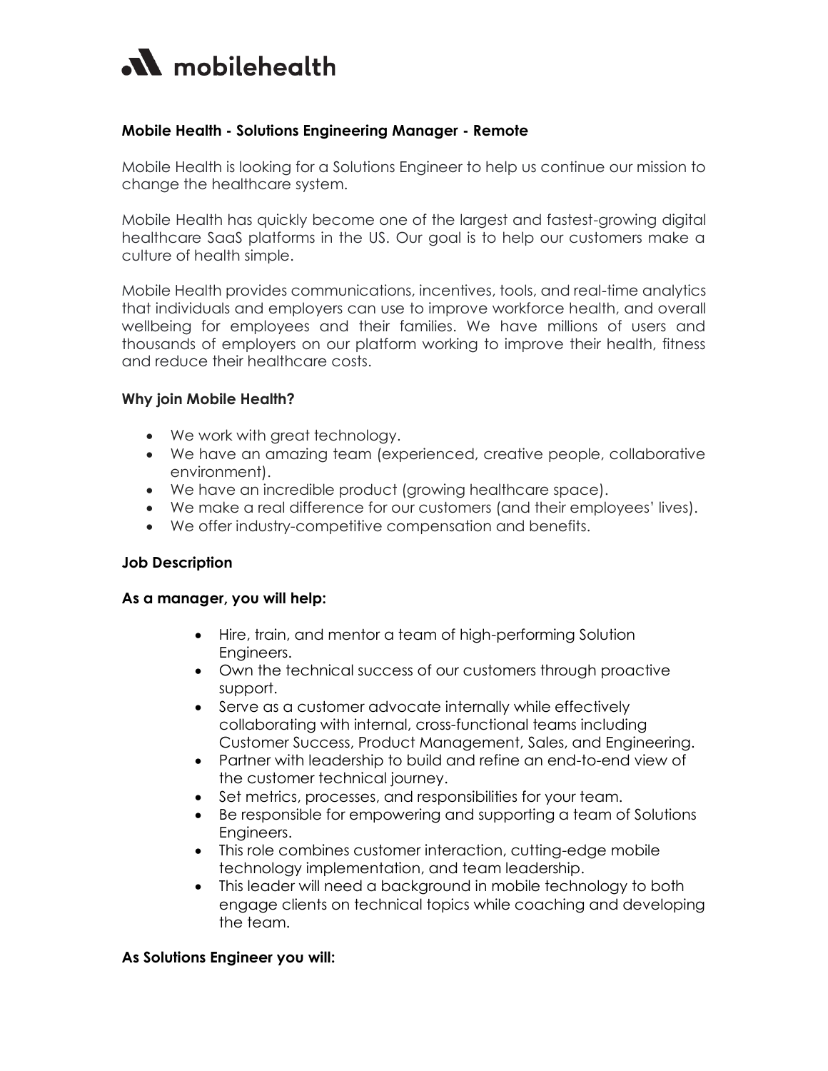# mobilehealth

**Mobile Health - Solutions Engineering Manager - Remote**

Mobile Health is looking for a Solutions Engineer to help us continue our mission to change the healthcare system.

Mobile Health has quickly become one of the largest and fastest-growing digital healthcare SaaS platforms in the US. Our goal is to help our customers make a culture of health simple.

Mobile Health provides communications, incentives, tools, and real-time analytics that individuals and employers can use to improve workforce health, and overall wellbeing for employees and their families. We have millions of users and thousands of employers on our platform working to improve their health, fitness and reduce their healthcare costs.

**Why join Mobile Health?**

- We work with great technology.
- We have an amazing team (experienced, creative people, collaborative environment).
- We have an incredible product (growing healthcare space).
- We make a real difference for our customers (and their employees' lives).
- We offer industry-competitive compensation and benefits.

**Job Description**

**As a manager, you will help:**

- Hire, train, and mentor a team of high-performing Solution Engineers.
- Own the technical success of our customers through proactive support.
- Serve as a customer advocate internally while effectively collaborating with internal, cross-functional teams including Customer Success, Product Management, Sales, and Engineering.
- Partner with leadership to build and refine an end-to-end view of the customer technical journey.
- Set metrics, processes, and responsibilities for your team.
- Be responsible for empowering and supporting a team of Solutions Engineers.
- This role combines customer interaction, cutting-edge mobile technology implementation, and team leadership.
- This leader will need a background in mobile technology to both engage clients on technical topics while coaching and developing the team.

**As Solutions Engineer you will:**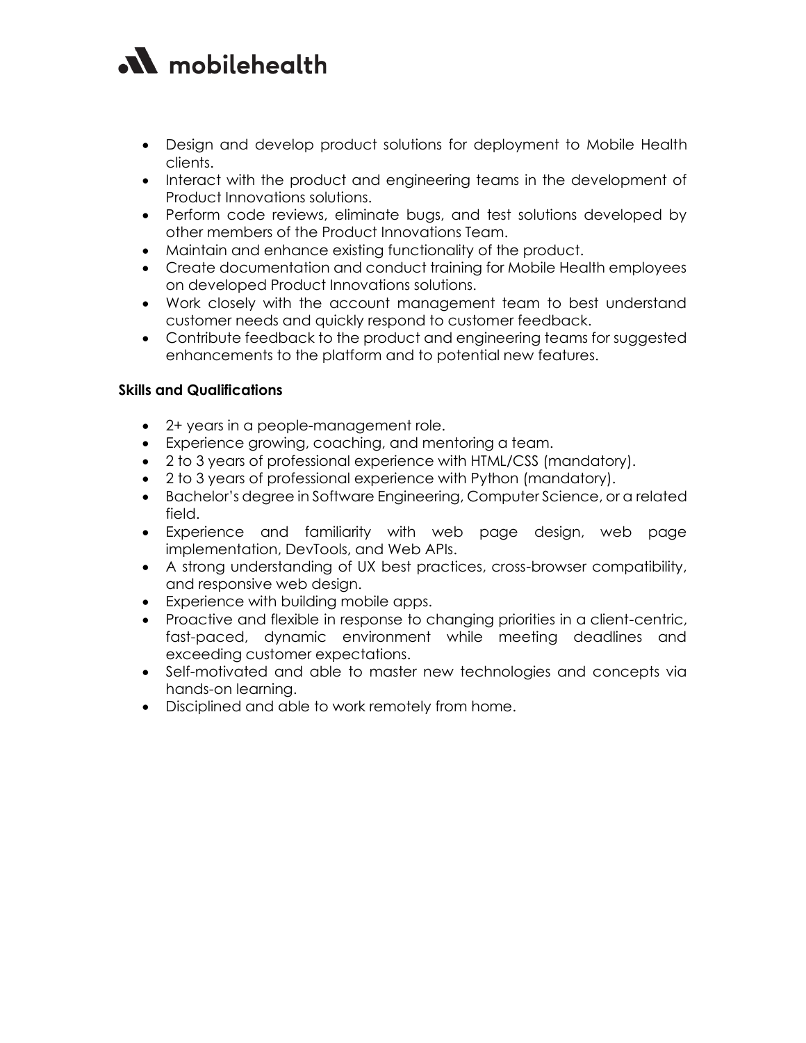- Design and develop product solutions for deployment to Mobile Health clients.
- Interact with the product and engineering teams in the development of Product Innovations solutions.
- Perform code reviews, eliminate bugs, and test solutions developed by other members of the Product Innovations Team.
- Maintain and enhance existing functionality of the product.
- Create documentation and conduct training for Mobile Health employees on developed Product Innovations solutions.
- Work closely with the account management team to best understand customer needs and quickly respond to customer feedback.
- Contribute feedback to the product and engineering teams for suggested enhancements to the platform and to potential new features.

**Skills and Qualifications**

- 2+ years in a people-management role.
- Experience growing, coaching, and mentoring a team.
- 2 to 3 years of professional experience with HTML/CSS (mandatory).
- 2 to 3 years of professional experience with Python (mandatory).
- Bachelor's degree in Software Engineering, Computer Science, or a related field.
- Experience and familiarity with web page design, web page implementation, DevTools, and Web APIs.
- A strong understanding of UX best practices, cross-browser compatibility, and responsive web design.
- Experience with building mobile apps.
- Proactive and flexible in response to changing priorities in a client-centric, fast-paced, dynamic environment while meeting deadlines and exceeding customer expectations.
- Self-motivated and able to master new technologies and concepts via hands-on learning.
- Disciplined and able to work remotely from home.